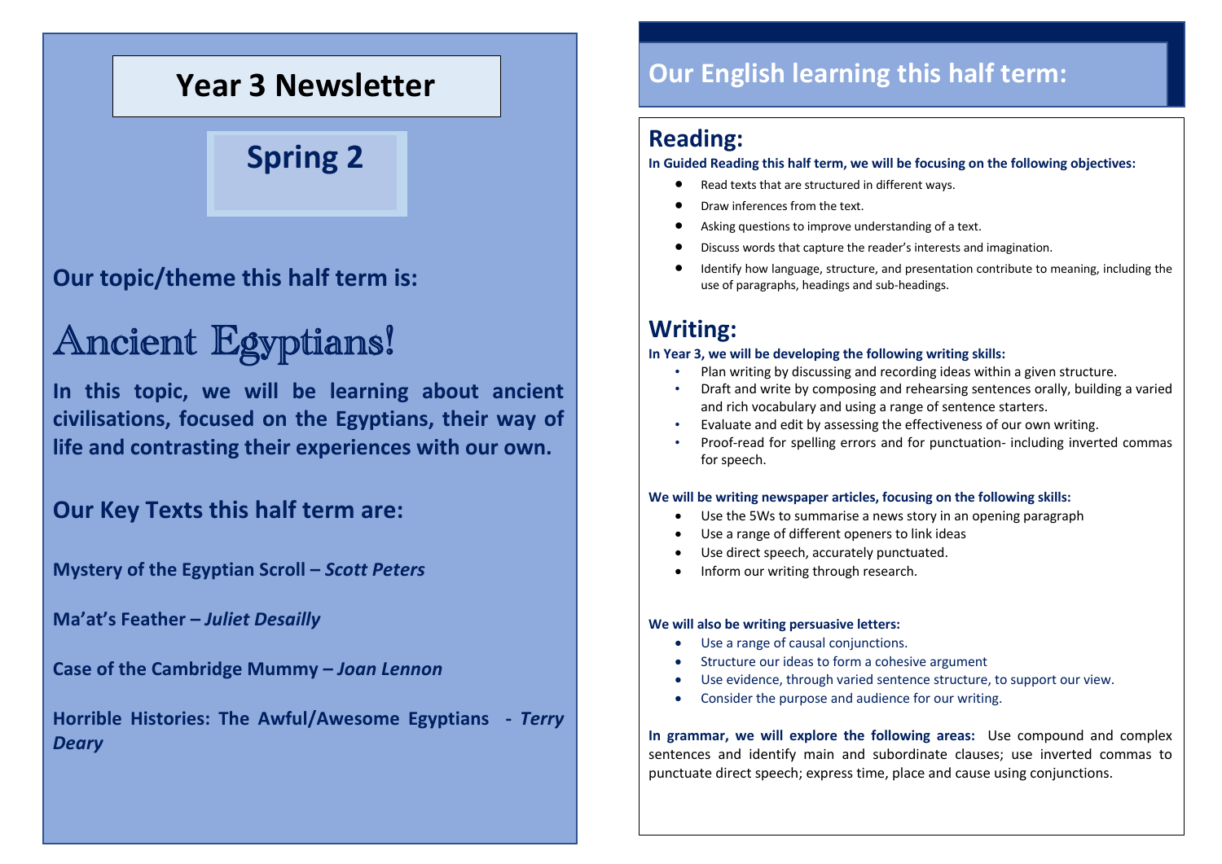# Year 3 Newsletter

## Spring 2

### Our topic/theme this half term is:

# Ancient Egyptians!

**In this topic, we will be learning about ancient civilisations, focused on the Egyptians, their way of life and contrasting their experiences with our own.**

### Our Key Texts this half term are:

**Mystery of the Egyptian Scroll –** ***Scott Peters***

**Ma'at's Feather –** ***Juliet Desailly***

**Case of the Cambridge Mummy –** ***Joan Lennon***

**Horrible Histories: The Awful/Awesome Egyptians -** ***Terry Deary***

## Our English learning this half term:

### Reading:

**In Guided Reading this half term, we will be focusing on the following objectives:**

- Read texts that are structured in different ways.
- Draw inferences from the text.
- Asking questions to improve understanding of a text.
- Discuss words that capture the reader's interests and imagination.
- Identify how language, structure, and presentation contribute to meaning, including the use of paragraphs, headings and sub-headings.

### Writing:

**In Year 3, we will be developing the following writing skills:**

- Plan writing by discussing and recording ideas within a given structure.
- Draft and write by composing and rehearsing sentences orally, building a varied and rich vocabulary and using a range of sentence starters.
- Evaluate and edit by assessing the effectiveness of our own writing.
- Proof-read for spelling errors and for punctuation- including inverted commas for speech.

**We will be writing newspaper articles, focusing on the following skills:**

- Use the 5Ws to summarise a news story in an opening paragraph
- Use a range of different openers to link ideas
- Use direct speech, accurately punctuated.
- Inform our writing through research.

**We will also be writing persuasive letters:**

- Use a range of causal conjunctions.
- Structure our ideas to form a cohesive argument
- Use evidence, through varied sentence structure, to support our view.
- Consider the purpose and audience for our writing.

**In grammar, we will explore the following areas:** Use compound and complex sentences and identify main and subordinate clauses; use inverted commas to punctuate direct speech; express time, place and cause using conjunctions.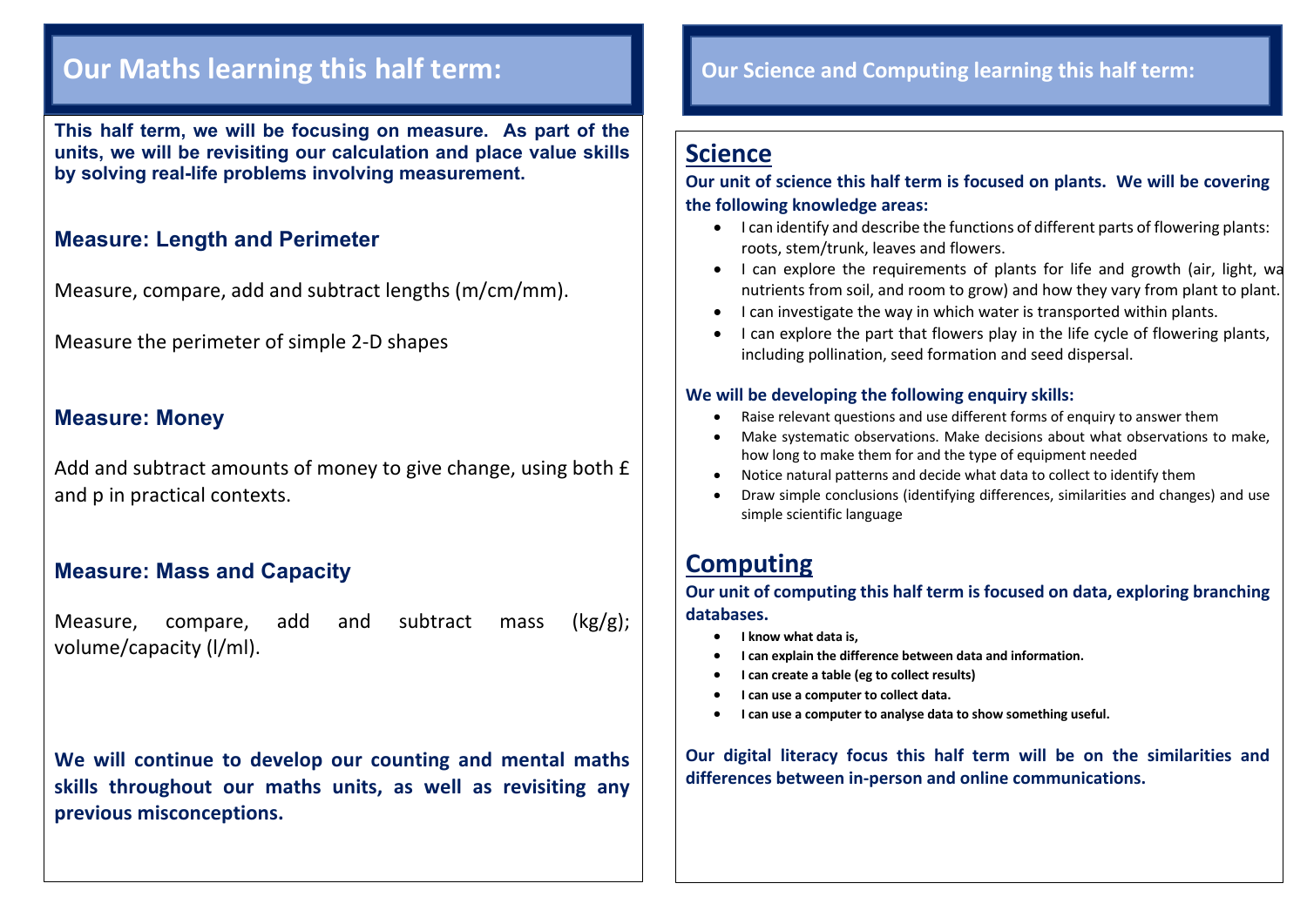## Our Maths learning this half term:

**This half term, we will be focusing on measure. As part of the units, we will be revisiting our calculation and place value skills by solving real-life problems involving measurement.**

### Measure: Length and Perimeter

Measure, compare, add and subtract lengths (m/cm/mm).

Measure the perimeter of simple 2-D shapes

### Measure: Money

Add and subtract amounts of money to give change, using both £ and p in practical contexts.

### Measure: Mass and Capacity

Measure, compare, add and subtract mass (kg/g); volume/capacity (l/ml).

**We will continue to develop our counting and mental maths skills throughout our maths units, as well as revisiting any previous misconceptions.**

## Our Science and Computing learning this half term:

### Science

**Our unit of science this half term is focused on plants. We will be covering the following knowledge areas:**

- I can identify and describe the functions of different parts of flowering plants: roots, stem/trunk, leaves and flowers.
- I can explore the requirements of plants for life and growth (air, light, wa nutrients from soil, and room to grow) and how they vary from plant to plant.
- I can investigate the way in which water is transported within plants.
- I can explore the part that flowers play in the life cycle of flowering plants, including pollination, seed formation and seed dispersal.

**We will be developing the following enquiry skills:**

- Raise relevant questions and use different forms of enquiry to answer them
- Make systematic observations. Make decisions about what observations to make, how long to make them for and the type of equipment needed
- Notice natural patterns and decide what data to collect to identify them
- Draw simple conclusions (identifying differences, similarities and changes) and use simple scientific language

### Computing

**Our unit of computing this half term is focused on data, exploring branching databases.**

- **I know what data is,**
- **I can explain the difference between data and information.**
- **I can create a table (eg to collect results)**
- **I can use a computer to collect data.**
- **I can use a computer to analyse data to show something useful.**

**Our digital literacy focus this half term will be on the similarities and differences between in-person and online communications.**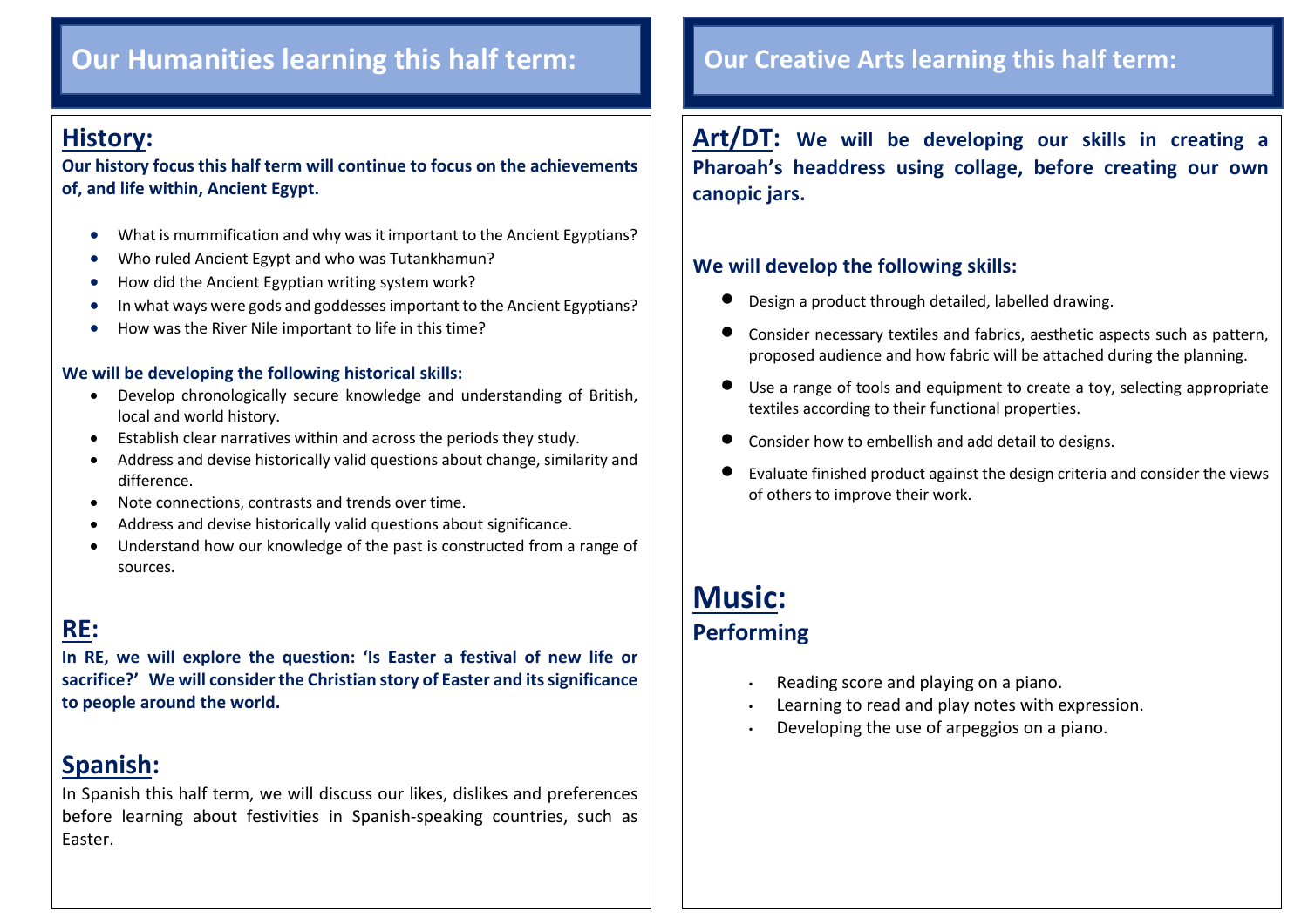## Our Humanities learning this half term:

### History:

**Our history focus this half term will continue to focus on the achievements of, and life within, Ancient Egypt.**

- What is mummification and why was it important to the Ancient Egyptians?
- Who ruled Ancient Egypt and who was Tutankhamun?
- How did the Ancient Egyptian writing system work?
- In what ways were gods and goddesses important to the Ancient Egyptians?
- How was the River Nile important to life in this time?

**We will be developing the following historical skills:**

- Develop chronologically secure knowledge and understanding of British, local and world history.
- Establish clear narratives within and across the periods they study.
- Address and devise historically valid questions about change, similarity and difference.
- Note connections, contrasts and trends over time.
- Address and devise historically valid questions about significance.
- Understand how our knowledge of the past is constructed from a range of sources.

### RE:

**In RE, we will explore the question: 'Is Easter a festival of new life or sacrifice?' We will consider the Christian story of Easter and its significance to people around the world.**

### Spanish:

In Spanish this half term, we will discuss our likes, dislikes and preferences before learning about festivities in Spanish-speaking countries, such as Easter.

## Our Creative Arts learning this half term:

### Art/DT:

**We will be developing our skills in creating a Pharoah's headdress using collage, before creating our own canopic jars.**

**We will develop the following skills:**

- Design a product through detailed, labelled drawing.
- Consider necessary textiles and fabrics, aesthetic aspects such as pattern, proposed audience and how fabric will be attached during the planning.
- Use a range of tools and equipment to create a toy, selecting appropriate textiles according to their functional properties.
- Consider how to embellish and add detail to designs.
- Evaluate finished product against the design criteria and consider the views of others to improve their work.

### Music:

**Performing**

- Reading score and playing on a piano.
- Learning to read and play notes with expression.
- Developing the use of arpeggios on a piano.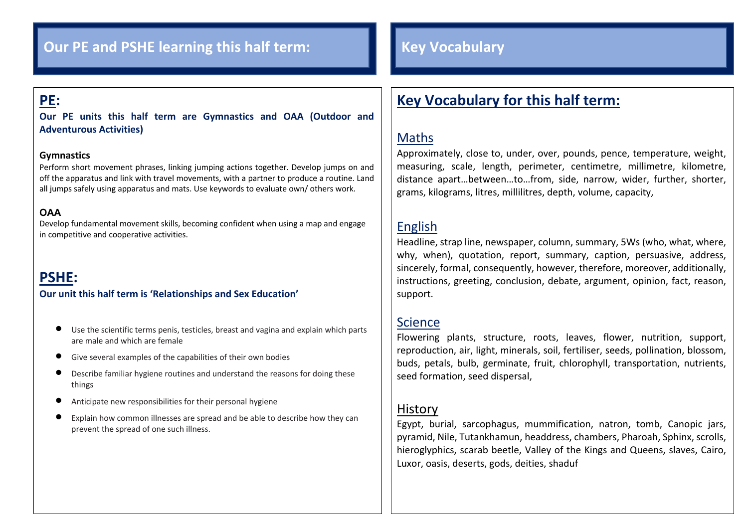# Our PE and PSHE learning this half term:

## PE:

**Our PE units this half term are Gymnastics and OAA (Outdoor and Adventurous Activities)**

**Gymnastics**

Perform short movement phrases, linking jumping actions together. Develop jumps on and off the apparatus and link with travel movements, with a partner to produce a routine. Land all jumps safely using apparatus and mats. Use keywords to evaluate own/ others work.

**OAA**

Develop fundamental movement skills, becoming confident when using a map and engage in competitive and cooperative activities.

## PSHE:

**Our unit this half term is 'Relationships and Sex Education'**

- Use the scientific terms penis, testicles, breast and vagina and explain which parts are male and which are female
- Give several examples of the capabilities of their own bodies
- Describe familiar hygiene routines and understand the reasons for doing these things
- Anticipate new responsibilities for their personal hygiene
- Explain how common illnesses are spread and be able to describe how they can prevent the spread of one such illness.

# Key Vocabulary

## Key Vocabulary for this half term:

### Maths

Approximately, close to, under, over, pounds, pence, temperature, weight, measuring, scale, length, perimeter, centimetre, millimetre, kilometre, distance apart…between…to…from, side, narrow, wider, further, shorter, grams, kilograms, litres, millilitres, depth, volume, capacity,

### English

Headline, strap line, newspaper, column, summary, 5Ws (who, what, where, why, when), quotation, report, summary, caption, persuasive, address, sincerely, formal, consequently, however, therefore, moreover, additionally, instructions, greeting, conclusion, debate, argument, opinion, fact, reason, support.

### Science

Flowering plants, structure, roots, leaves, flower, nutrition, support, reproduction, air, light, minerals, soil, fertiliser, seeds, pollination, blossom, buds, petals, bulb, germinate, fruit, chlorophyll, transportation, nutrients, seed formation, seed dispersal,

### History

Egypt, burial, sarcophagus, mummification, natron, tomb, Canopic jars, pyramid, Nile, Tutankhamun, headdress, chambers, Pharoah, Sphinx, scrolls, hieroglyphics, scarab beetle, Valley of the Kings and Queens, slaves, Cairo, Luxor, oasis, deserts, gods, deities, shaduf